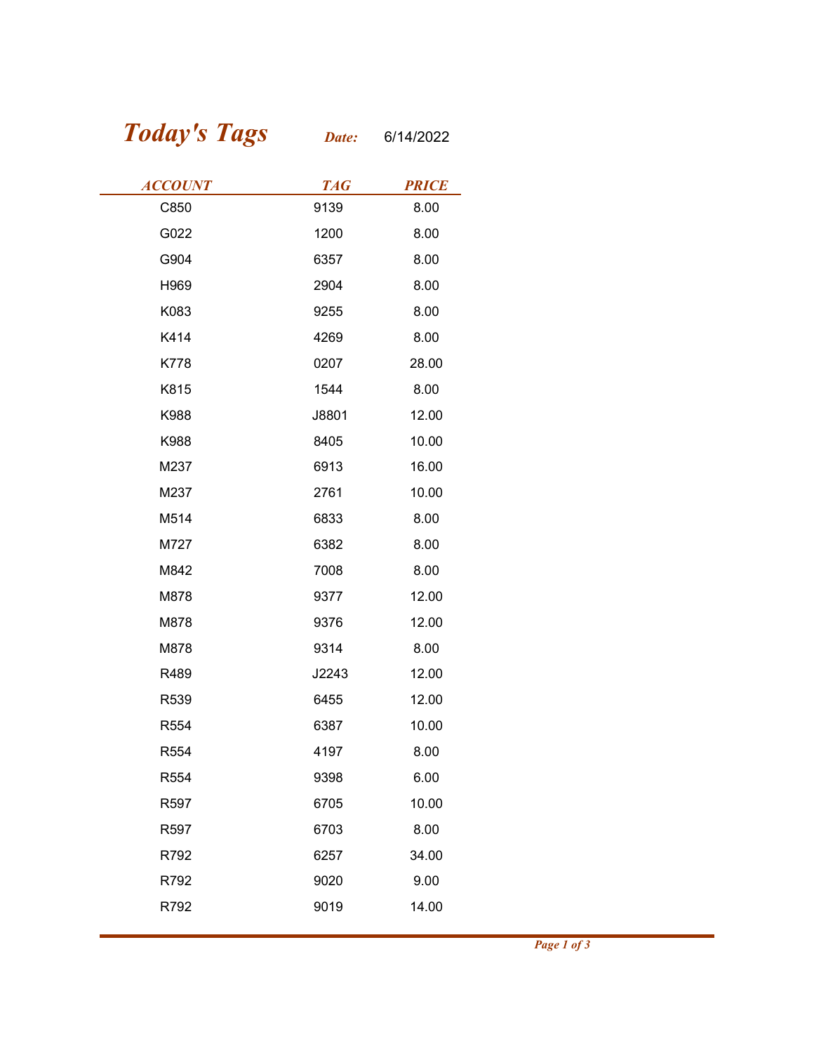# *Today's Tags*

***Date:*** 6/14/2022

| ACCOUNT | TAG | PRICE |
|---|---|---|
| C850 | 9139 | 8.00 |
| G022 | 1200 | 8.00 |
| G904 | 6357 | 8.00 |
| H969 | 2904 | 8.00 |
| K083 | 9255 | 8.00 |
| K414 | 4269 | 8.00 |
| K778 | 0207 | 28.00 |
| K815 | 1544 | 8.00 |
| K988 | J8801 | 12.00 |
| K988 | 8405 | 10.00 |
| M237 | 6913 | 16.00 |
| M237 | 2761 | 10.00 |
| M514 | 6833 | 8.00 |
| M727 | 6382 | 8.00 |
| M842 | 7008 | 8.00 |
| M878 | 9377 | 12.00 |
| M878 | 9376 | 12.00 |
| M878 | 9314 | 8.00 |
| R489 | J2243 | 12.00 |
| R539 | 6455 | 12.00 |
| R554 | 6387 | 10.00 |
| R554 | 4197 | 8.00 |
| R554 | 9398 | 6.00 |
| R597 | 6705 | 10.00 |
| R597 | 6703 | 8.00 |
| R792 | 6257 | 34.00 |
| R792 | 9020 | 9.00 |
| R792 | 9019 | 14.00 |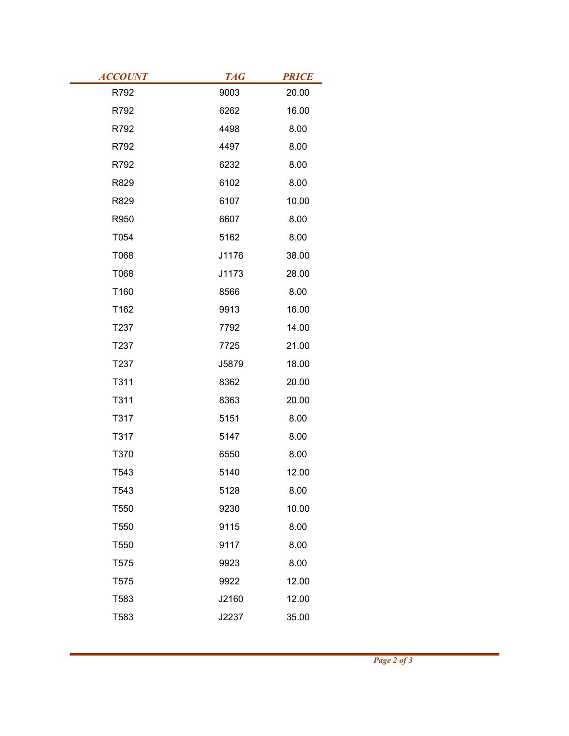| ACCOUNT | TAG | PRICE |
|---|---|---|
| R792 | 9003 | 20.00 |
| R792 | 6262 | 16.00 |
| R792 | 4498 | 8.00 |
| R792 | 4497 | 8.00 |
| R792 | 6232 | 8.00 |
| R829 | 6102 | 8.00 |
| R829 | 6107 | 10.00 |
| R950 | 6607 | 8.00 |
| T054 | 5162 | 8.00 |
| T068 | J1176 | 38.00 |
| T068 | J1173 | 28.00 |
| T160 | 8566 | 8.00 |
| T162 | 9913 | 16.00 |
| T237 | 7792 | 14.00 |
| T237 | 7725 | 21.00 |
| T237 | J5879 | 18.00 |
| T311 | 8362 | 20.00 |
| T311 | 8363 | 20.00 |
| T317 | 5151 | 8.00 |
| T317 | 5147 | 8.00 |
| T370 | 6550 | 8.00 |
| T543 | 5140 | 12.00 |
| T543 | 5128 | 8.00 |
| T550 | 9230 | 10.00 |
| T550 | 9115 | 8.00 |
| T550 | 9117 | 8.00 |
| T575 | 9923 | 8.00 |
| T575 | 9922 | 12.00 |
| T583 | J2160 | 12.00 |
| T583 | J2237 | 35.00 |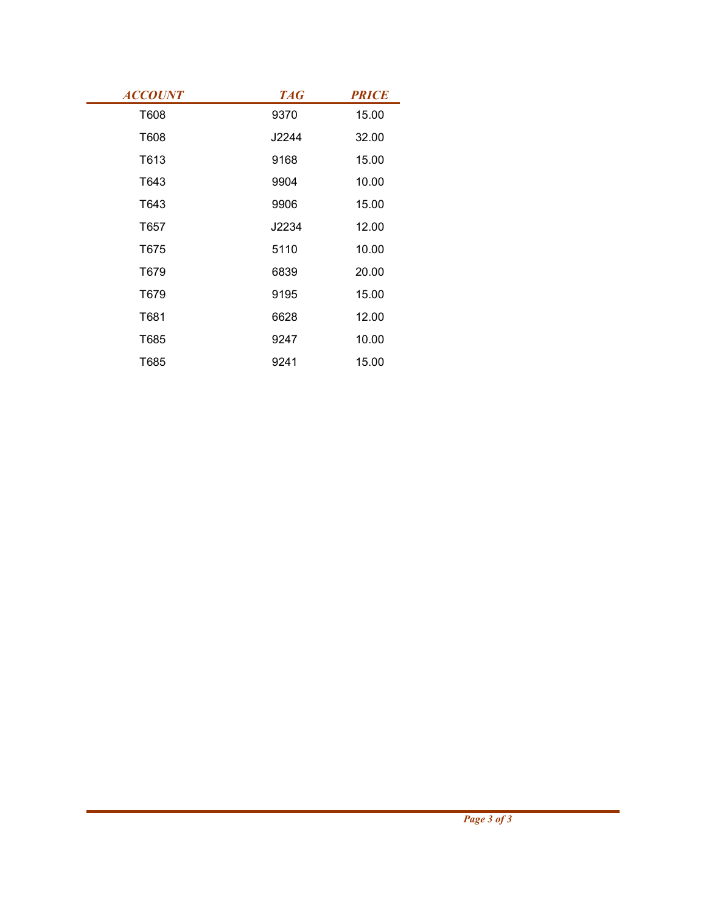| ACCOUNT | TAG | PRICE |
|---|---|---|
| T608 | 9370 | 15.00 |
| T608 | J2244 | 32.00 |
| T613 | 9168 | 15.00 |
| T643 | 9904 | 10.00 |
| T643 | 9906 | 15.00 |
| T657 | J2234 | 12.00 |
| T675 | 5110 | 10.00 |
| T679 | 6839 | 20.00 |
| T679 | 9195 | 15.00 |
| T681 | 6628 | 12.00 |
| T685 | 9247 | 10.00 |
| T685 | 9241 | 15.00 |